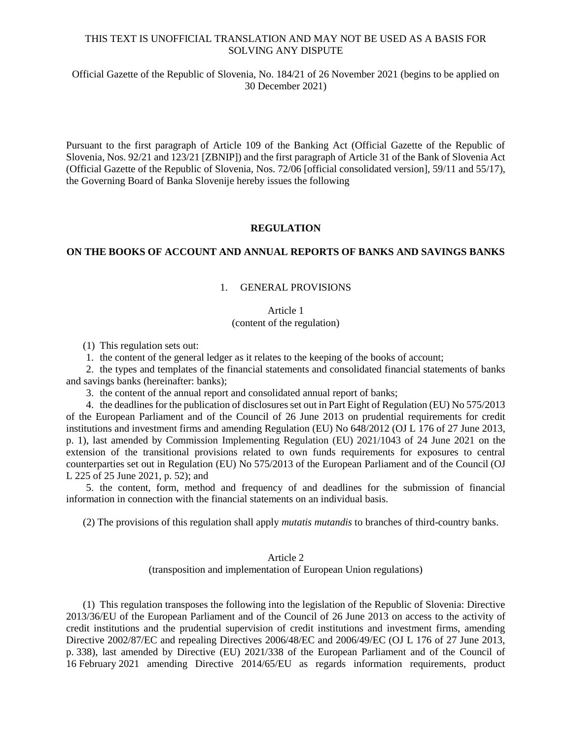THIS TEXT IS UNOFFICIAL TRANSLATION AND MAY NOT BE USED AS A BASIS FOR SOLVING ANY DISPUTE

Official Gazette of the Republic of Slovenia, No. 184/21 of 26 November 2021 (begins to be applied on 30 December 2021)

Pursuant to the first paragraph of Article 109 of the Banking Act (Official Gazette of the Republic of Slovenia, Nos. 92/21 and 123/21 [ZBNIP]) and the first paragraph of Article 31 of the Bank of Slovenia Act (Official Gazette of the Republic of Slovenia, Nos. 72/06 [official consolidated version], 59/11 and 55/17), the Governing Board of Banka Slovenije hereby issues the following

# REGULATION

# ON THE BOOKS OF ACCOUNT AND ANNUAL REPORTS OF BANKS AND SAVINGS BANKS

## 1. GENERAL PROVISIONS

### Article 1
(content of the regulation)

(1) This regulation sets out:

1. the content of the general ledger as it relates to the keeping of the books of account;

2. the types and templates of the financial statements and consolidated financial statements of banks and savings banks (hereinafter: banks);

3. the content of the annual report and consolidated annual report of banks;

4. the deadlines for the publication of disclosures set out in Part Eight of Regulation (EU) No 575/2013 of the European Parliament and of the Council of 26 June 2013 on prudential requirements for credit institutions and investment firms and amending Regulation (EU) No 648/2012 (OJ L 176 of 27 June 2013, p. 1), last amended by Commission Implementing Regulation (EU) 2021/1043 of 24 June 2021 on the extension of the transitional provisions related to own funds requirements for exposures to central counterparties set out in Regulation (EU) No 575/2013 of the European Parliament and of the Council (OJ L 225 of 25 June 2021, p. 52); and

5. the content, form, method and frequency of and deadlines for the submission of financial information in connection with the financial statements on an individual basis.

(2) The provisions of this regulation shall apply *mutatis mutandis* to branches of third-country banks.

### Article 2
(transposition and implementation of European Union regulations)

(1) This regulation transposes the following into the legislation of the Republic of Slovenia: Directive 2013/36/EU of the European Parliament and of the Council of 26 June 2013 on access to the activity of credit institutions and the prudential supervision of credit institutions and investment firms, amending Directive 2002/87/EC and repealing Directives 2006/48/EC and 2006/49/EC (OJ L 176 of 27 June 2013, p. 338), last amended by Directive (EU) 2021/338 of the European Parliament and of the Council of 16 February 2021 amending Directive 2014/65/EU as regards information requirements, product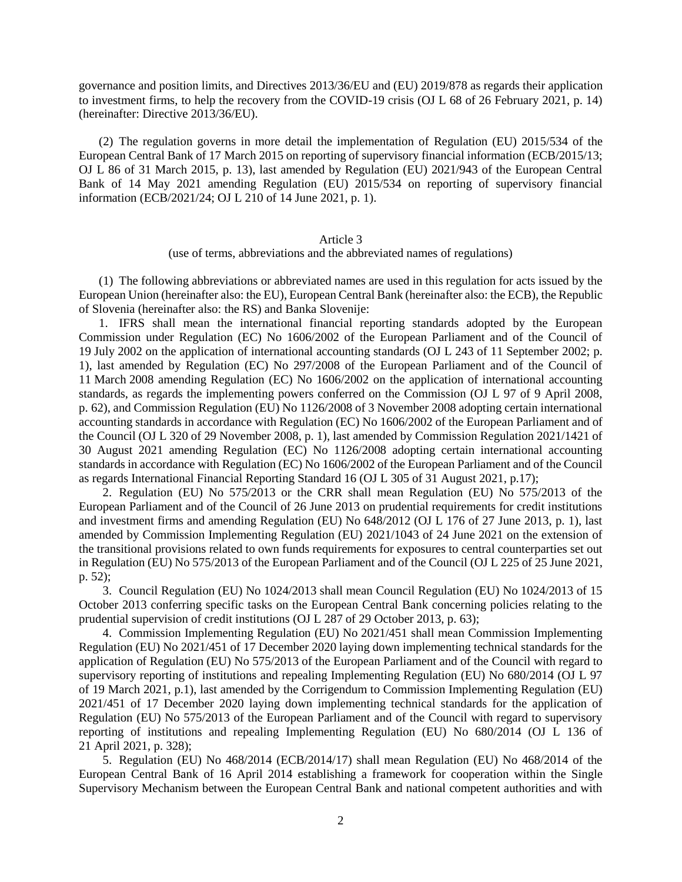governance and position limits, and Directives 2013/36/EU and (EU) 2019/878 as regards their application to investment firms, to help the recovery from the COVID-19 crisis (OJ L 68 of 26 February 2021, p. 14) (hereinafter: Directive 2013/36/EU).

(2) The regulation governs in more detail the implementation of Regulation (EU) 2015/534 of the European Central Bank of 17 March 2015 on reporting of supervisory financial information (ECB/2015/13; OJ L 86 of 31 March 2015, p. 13), last amended by Regulation (EU) 2021/943 of the European Central Bank of 14 May 2021 amending Regulation (EU) 2015/534 on reporting of supervisory financial information (ECB/2021/24; OJ L 210 of 14 June 2021, p. 1).

Article 3
(use of terms, abbreviations and the abbreviated names of regulations)

(1) The following abbreviations or abbreviated names are used in this regulation for acts issued by the European Union (hereinafter also: the EU), European Central Bank (hereinafter also: the ECB), the Republic of Slovenia (hereinafter also: the RS) and Banka Slovenije:

1. IFRS shall mean the international financial reporting standards adopted by the European Commission under Regulation (EC) No 1606/2002 of the European Parliament and of the Council of 19 July 2002 on the application of international accounting standards (OJ L 243 of 11 September 2002; p. 1), last amended by Regulation (EC) No 297/2008 of the European Parliament and of the Council of 11 March 2008 amending Regulation (EC) No 1606/2002 on the application of international accounting standards, as regards the implementing powers conferred on the Commission (OJ L 97 of 9 April 2008, p. 62), and Commission Regulation (EU) No 1126/2008 of 3 November 2008 adopting certain international accounting standards in accordance with Regulation (EC) No 1606/2002 of the European Parliament and of the Council (OJ L 320 of 29 November 2008, p. 1), last amended by Commission Regulation 2021/1421 of 30 August 2021 amending Regulation (EC) No 1126/2008 adopting certain international accounting standards in accordance with Regulation (EC) No 1606/2002 of the European Parliament and of the Council as regards International Financial Reporting Standard 16 (OJ L 305 of 31 August 2021, p.17);

2. Regulation (EU) No 575/2013 or the CRR shall mean Regulation (EU) No 575/2013 of the European Parliament and of the Council of 26 June 2013 on prudential requirements for credit institutions and investment firms and amending Regulation (EU) No 648/2012 (OJ L 176 of 27 June 2013, p. 1), last amended by Commission Implementing Regulation (EU) 2021/1043 of 24 June 2021 on the extension of the transitional provisions related to own funds requirements for exposures to central counterparties set out in Regulation (EU) No 575/2013 of the European Parliament and of the Council (OJ L 225 of 25 June 2021, p. 52);

3. Council Regulation (EU) No 1024/2013 shall mean Council Regulation (EU) No 1024/2013 of 15 October 2013 conferring specific tasks on the European Central Bank concerning policies relating to the prudential supervision of credit institutions (OJ L 287 of 29 October 2013, p. 63);

4. Commission Implementing Regulation (EU) No 2021/451 shall mean Commission Implementing Regulation (EU) No 2021/451 of 17 December 2020 laying down implementing technical standards for the application of Regulation (EU) No 575/2013 of the European Parliament and of the Council with regard to supervisory reporting of institutions and repealing Implementing Regulation (EU) No 680/2014 (OJ L 97 of 19 March 2021, p.1), last amended by the Corrigendum to Commission Implementing Regulation (EU) 2021/451 of 17 December 2020 laying down implementing technical standards for the application of Regulation (EU) No 575/2013 of the European Parliament and of the Council with regard to supervisory reporting of institutions and repealing Implementing Regulation (EU) No 680/2014 (OJ L 136 of 21 April 2021, p. 328);

5. Regulation (EU) No 468/2014 (ECB/2014/17) shall mean Regulation (EU) No 468/2014 of the European Central Bank of 16 April 2014 establishing a framework for cooperation within the Single Supervisory Mechanism between the European Central Bank and national competent authorities and with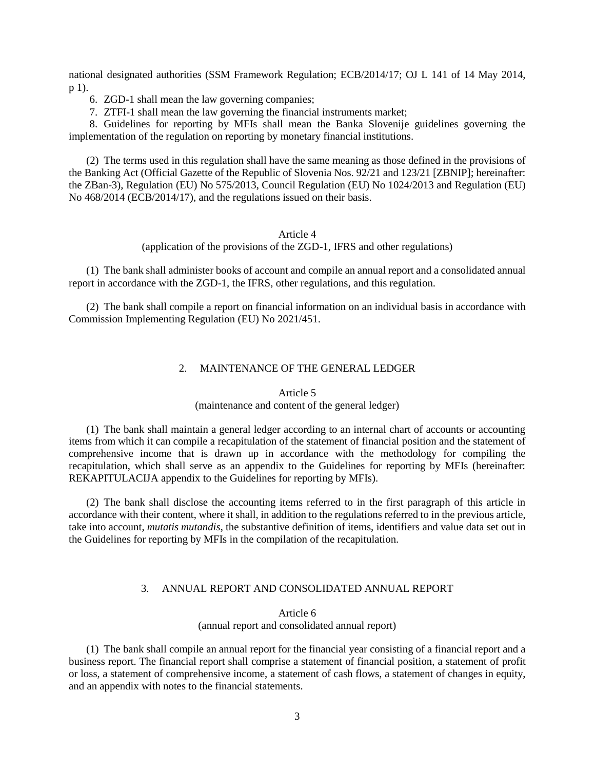national designated authorities (SSM Framework Regulation; ECB/2014/17; OJ L 141 of 14 May 2014, p 1).

6. ZGD-1 shall mean the law governing companies;

7. ZTFI-1 shall mean the law governing the financial instruments market;

8. Guidelines for reporting by MFIs shall mean the Banka Slovenije guidelines governing the implementation of the regulation on reporting by monetary financial institutions.

(2) The terms used in this regulation shall have the same meaning as those defined in the provisions of the Banking Act (Official Gazette of the Republic of Slovenia Nos. 92/21 and 123/21 [ZBNIP]; hereinafter: the ZBan-3), Regulation (EU) No 575/2013, Council Regulation (EU) No 1024/2013 and Regulation (EU) No 468/2014 (ECB/2014/17), and the regulations issued on their basis.

#### Article 4
(application of the provisions of the ZGD-1, IFRS and other regulations)

(1) The bank shall administer books of account and compile an annual report and a consolidated annual report in accordance with the ZGD-1, the IFRS, other regulations, and this regulation.

(2) The bank shall compile a report on financial information on an individual basis in accordance with Commission Implementing Regulation (EU) No 2021/451.

## 2. MAINTENANCE OF THE GENERAL LEDGER

#### Article 5
(maintenance and content of the general ledger)

(1) The bank shall maintain a general ledger according to an internal chart of accounts or accounting items from which it can compile a recapitulation of the statement of financial position and the statement of comprehensive income that is drawn up in accordance with the methodology for compiling the recapitulation, which shall serve as an appendix to the Guidelines for reporting by MFIs (hereinafter: REKAPITULACIJA appendix to the Guidelines for reporting by MFIs).

(2) The bank shall disclose the accounting items referred to in the first paragraph of this article in accordance with their content, where it shall, in addition to the regulations referred to in the previous article, take into account, *mutatis mutandis*, the substantive definition of items, identifiers and value data set out in the Guidelines for reporting by MFIs in the compilation of the recapitulation.

## 3. ANNUAL REPORT AND CONSOLIDATED ANNUAL REPORT

#### Article 6
(annual report and consolidated annual report)

(1) The bank shall compile an annual report for the financial year consisting of a financial report and a business report. The financial report shall comprise a statement of financial position, a statement of profit or loss, a statement of comprehensive income, a statement of cash flows, a statement of changes in equity, and an appendix with notes to the financial statements.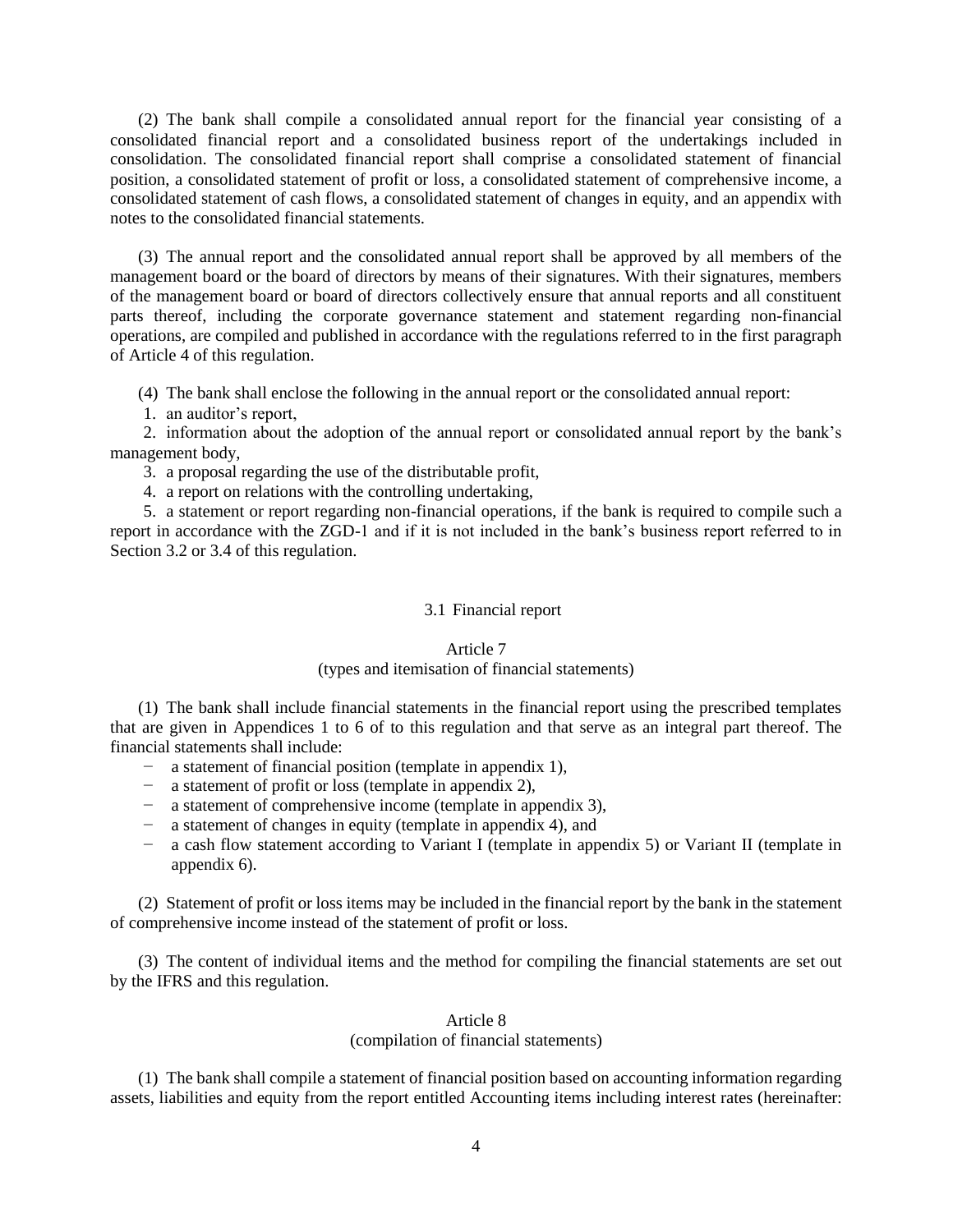(2) The bank shall compile a consolidated annual report for the financial year consisting of a consolidated financial report and a consolidated business report of the undertakings included in consolidation. The consolidated financial report shall comprise a consolidated statement of financial position, a consolidated statement of profit or loss, a consolidated statement of comprehensive income, a consolidated statement of cash flows, a consolidated statement of changes in equity, and an appendix with notes to the consolidated financial statements.

(3) The annual report and the consolidated annual report shall be approved by all members of the management board or the board of directors by means of their signatures. With their signatures, members of the management board or board of directors collectively ensure that annual reports and all constituent parts thereof, including the corporate governance statement and statement regarding non-financial operations, are compiled and published in accordance with the regulations referred to in the first paragraph of Article 4 of this regulation.

(4) The bank shall enclose the following in the annual report or the consolidated annual report:

1. an auditor's report,
2. information about the adoption of the annual report or consolidated annual report by the bank's management body,
3. a proposal regarding the use of the distributable profit,
4. a report on relations with the controlling undertaking,
5. a statement or report regarding non-financial operations, if the bank is required to compile such a report in accordance with the ZGD-1 and if it is not included in the bank's business report referred to in Section 3.2 or 3.4 of this regulation.

### 3.1 Financial report

#### Article 7
#### (types and itemisation of financial statements)

(1) The bank shall include financial statements in the financial report using the prescribed templates that are given in Appendices 1 to 6 of to this regulation and that serve as an integral part thereof. The financial statements shall include:

- a statement of financial position (template in appendix 1),
- a statement of profit or loss (template in appendix 2),
- a statement of comprehensive income (template in appendix 3),
- a statement of changes in equity (template in appendix 4), and
- a cash flow statement according to Variant I (template in appendix 5) or Variant II (template in appendix 6).

(2) Statement of profit or loss items may be included in the financial report by the bank in the statement of comprehensive income instead of the statement of profit or loss.

(3) The content of individual items and the method for compiling the financial statements are set out by the IFRS and this regulation.

#### Article 8
#### (compilation of financial statements)

(1) The bank shall compile a statement of financial position based on accounting information regarding assets, liabilities and equity from the report entitled Accounting items including interest rates (hereinafter: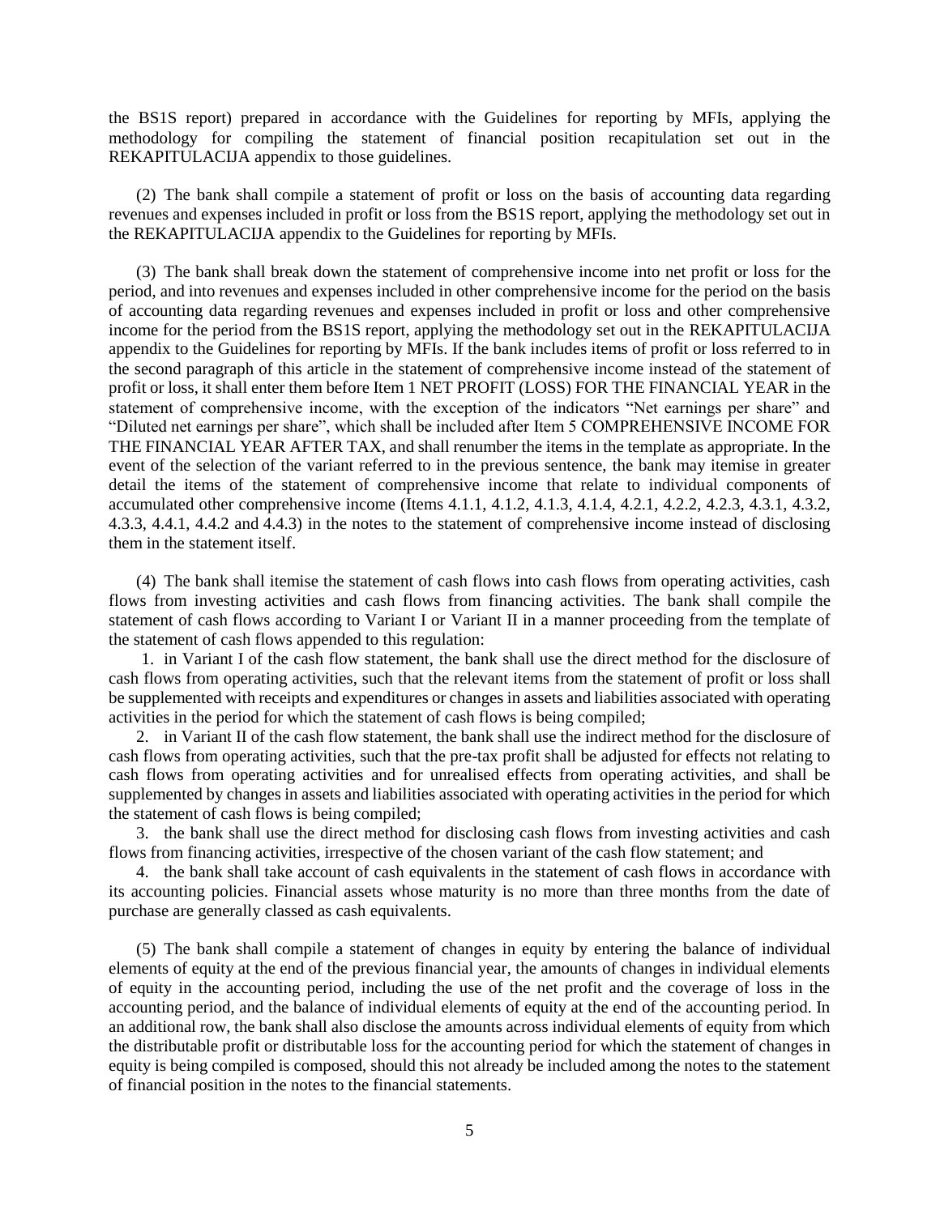the BS1S report) prepared in accordance with the Guidelines for reporting by MFIs, applying the methodology for compiling the statement of financial position recapitulation set out in the REKAPITULACIJA appendix to those guidelines.

(2) The bank shall compile a statement of profit or loss on the basis of accounting data regarding revenues and expenses included in profit or loss from the BS1S report, applying the methodology set out in the REKAPITULACIJA appendix to the Guidelines for reporting by MFIs.

(3) The bank shall break down the statement of comprehensive income into net profit or loss for the period, and into revenues and expenses included in other comprehensive income for the period on the basis of accounting data regarding revenues and expenses included in profit or loss and other comprehensive income for the period from the BS1S report, applying the methodology set out in the REKAPITULACIJA appendix to the Guidelines for reporting by MFIs. If the bank includes items of profit or loss referred to in the second paragraph of this article in the statement of comprehensive income instead of the statement of profit or loss, it shall enter them before Item 1 NET PROFIT (LOSS) FOR THE FINANCIAL YEAR in the statement of comprehensive income, with the exception of the indicators "Net earnings per share" and "Diluted net earnings per share", which shall be included after Item 5 COMPREHENSIVE INCOME FOR THE FINANCIAL YEAR AFTER TAX, and shall renumber the items in the template as appropriate. In the event of the selection of the variant referred to in the previous sentence, the bank may itemise in greater detail the items of the statement of comprehensive income that relate to individual components of accumulated other comprehensive income (Items 4.1.1, 4.1.2, 4.1.3, 4.1.4, 4.2.1, 4.2.2, 4.2.3, 4.3.1, 4.3.2, 4.3.3, 4.4.1, 4.4.2 and 4.4.3) in the notes to the statement of comprehensive income instead of disclosing them in the statement itself.

(4) The bank shall itemise the statement of cash flows into cash flows from operating activities, cash flows from investing activities and cash flows from financing activities. The bank shall compile the statement of cash flows according to Variant I or Variant II in a manner proceeding from the template of the statement of cash flows appended to this regulation:

1. in Variant I of the cash flow statement, the bank shall use the direct method for the disclosure of cash flows from operating activities, such that the relevant items from the statement of profit or loss shall be supplemented with receipts and expenditures or changes in assets and liabilities associated with operating activities in the period for which the statement of cash flows is being compiled;
2. in Variant II of the cash flow statement, the bank shall use the indirect method for the disclosure of cash flows from operating activities, such that the pre-tax profit shall be adjusted for effects not relating to cash flows from operating activities and for unrealised effects from operating activities, and shall be supplemented by changes in assets and liabilities associated with operating activities in the period for which the statement of cash flows is being compiled;
3. the bank shall use the direct method for disclosing cash flows from investing activities and cash flows from financing activities, irrespective of the chosen variant of the cash flow statement; and
4. the bank shall take account of cash equivalents in the statement of cash flows in accordance with its accounting policies. Financial assets whose maturity is no more than three months from the date of purchase are generally classed as cash equivalents.

(5) The bank shall compile a statement of changes in equity by entering the balance of individual elements of equity at the end of the previous financial year, the amounts of changes in individual elements of equity in the accounting period, including the use of the net profit and the coverage of loss in the accounting period, and the balance of individual elements of equity at the end of the accounting period. In an additional row, the bank shall also disclose the amounts across individual elements of equity from which the distributable profit or distributable loss for the accounting period for which the statement of changes in equity is being compiled is composed, should this not already be included among the notes to the statement of financial position in the notes to the financial statements.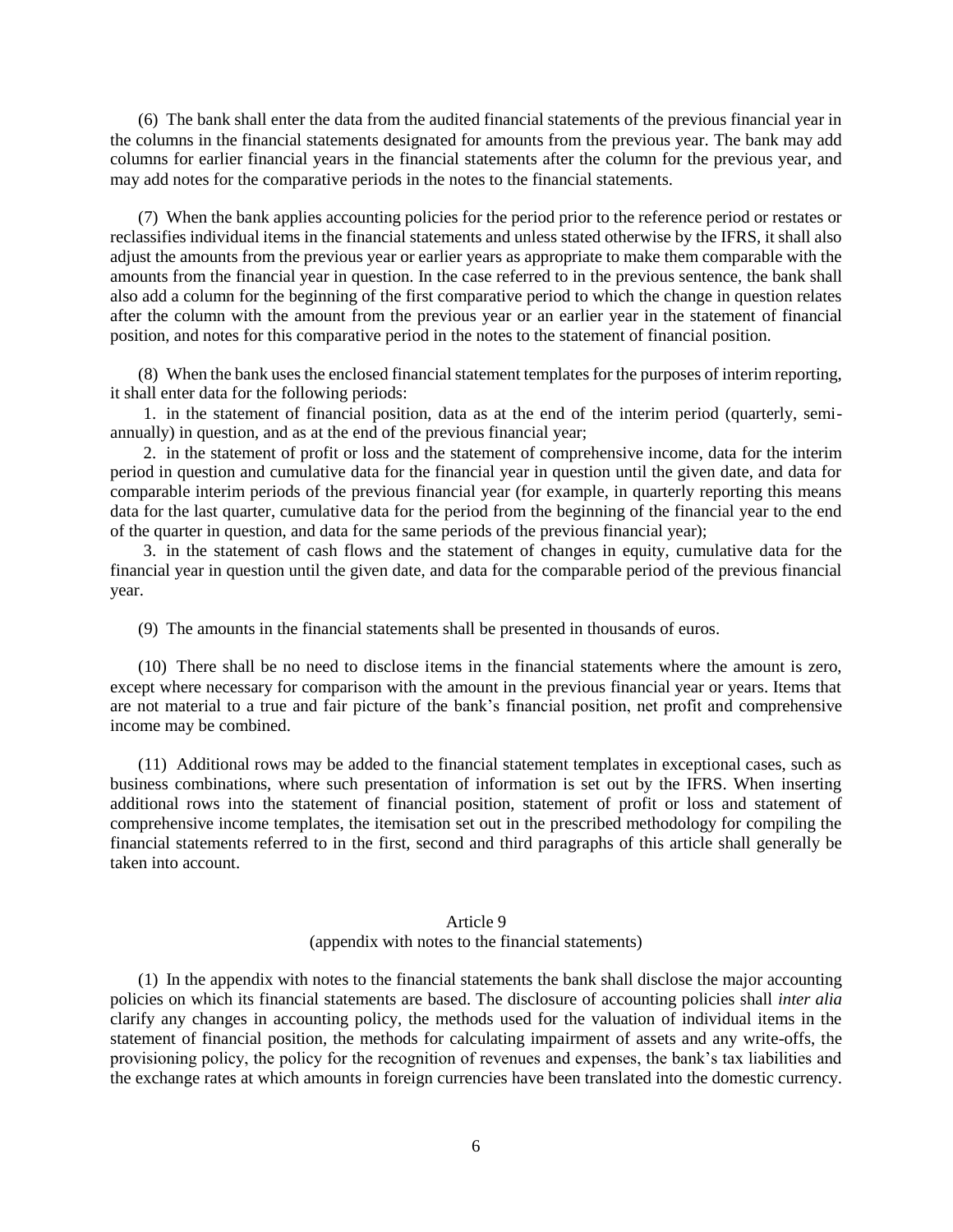(6) The bank shall enter the data from the audited financial statements of the previous financial year in the columns in the financial statements designated for amounts from the previous year. The bank may add columns for earlier financial years in the financial statements after the column for the previous year, and may add notes for the comparative periods in the notes to the financial statements.

(7) When the bank applies accounting policies for the period prior to the reference period or restates or reclassifies individual items in the financial statements and unless stated otherwise by the IFRS, it shall also adjust the amounts from the previous year or earlier years as appropriate to make them comparable with the amounts from the financial year in question. In the case referred to in the previous sentence, the bank shall also add a column for the beginning of the first comparative period to which the change in question relates after the column with the amount from the previous year or an earlier year in the statement of financial position, and notes for this comparative period in the notes to the statement of financial position.

(8) When the bank uses the enclosed financial statement templates for the purposes of interim reporting, it shall enter data for the following periods:

1. in the statement of financial position, data as at the end of the interim period (quarterly, semi-annually) in question, and as at the end of the previous financial year;
2. in the statement of profit or loss and the statement of comprehensive income, data for the interim period in question and cumulative data for the financial year in question until the given date, and data for comparable interim periods of the previous financial year (for example, in quarterly reporting this means data for the last quarter, cumulative data for the period from the beginning of the financial year to the end of the quarter in question, and data for the same periods of the previous financial year);
3. in the statement of cash flows and the statement of changes in equity, cumulative data for the financial year in question until the given date, and data for the comparable period of the previous financial year.

(9) The amounts in the financial statements shall be presented in thousands of euros.

(10) There shall be no need to disclose items in the financial statements where the amount is zero, except where necessary for comparison with the amount in the previous financial year or years. Items that are not material to a true and fair picture of the bank's financial position, net profit and comprehensive income may be combined.

(11) Additional rows may be added to the financial statement templates in exceptional cases, such as business combinations, where such presentation of information is set out by the IFRS. When inserting additional rows into the statement of financial position, statement of profit or loss and statement of comprehensive income templates, the itemisation set out in the prescribed methodology for compiling the financial statements referred to in the first, second and third paragraphs of this article shall generally be taken into account.

### Article 9
(appendix with notes to the financial statements)

(1) In the appendix with notes to the financial statements the bank shall disclose the major accounting policies on which its financial statements are based. The disclosure of accounting policies shall *inter alia* clarify any changes in accounting policy, the methods used for the valuation of individual items in the statement of financial position, the methods for calculating impairment of assets and any write-offs, the provisioning policy, the policy for the recognition of revenues and expenses, the bank's tax liabilities and the exchange rates at which amounts in foreign currencies have been translated into the domestic currency.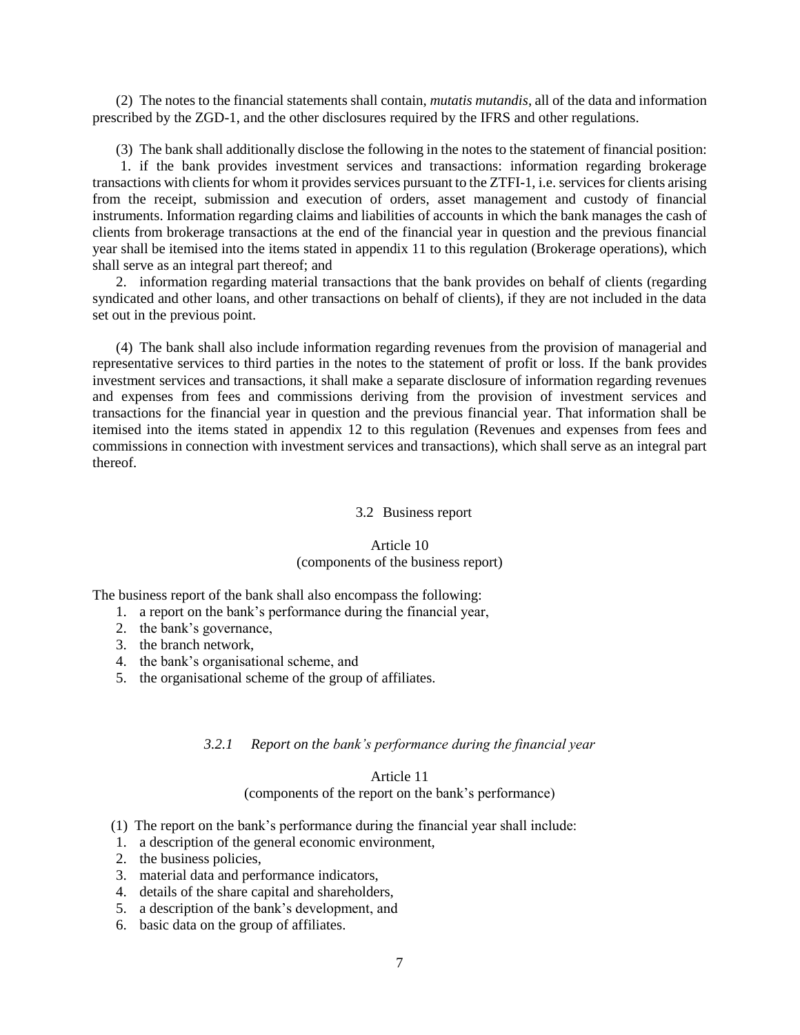(2) The notes to the financial statements shall contain, *mutatis mutandis*, all of the data and information prescribed by the ZGD-1, and the other disclosures required by the IFRS and other regulations.

(3) The bank shall additionally disclose the following in the notes to the statement of financial position:

1. if the bank provides investment services and transactions: information regarding brokerage transactions with clients for whom it provides services pursuant to the ZTFI-1, i.e. services for clients arising from the receipt, submission and execution of orders, asset management and custody of financial instruments. Information regarding claims and liabilities of accounts in which the bank manages the cash of clients from brokerage transactions at the end of the financial year in question and the previous financial year shall be itemised into the items stated in appendix 11 to this regulation (Brokerage operations), which shall serve as an integral part thereof; and
2. information regarding material transactions that the bank provides on behalf of clients (regarding syndicated and other loans, and other transactions on behalf of clients), if they are not included in the data set out in the previous point.

(4) The bank shall also include information regarding revenues from the provision of managerial and representative services to third parties in the notes to the statement of profit or loss. If the bank provides investment services and transactions, it shall make a separate disclosure of information regarding revenues and expenses from fees and commissions deriving from the provision of investment services and transactions for the financial year in question and the previous financial year. That information shall be itemised into the items stated in appendix 12 to this regulation (Revenues and expenses from fees and commissions in connection with investment services and transactions), which shall serve as an integral part thereof.

## 3.2 Business report

### Article 10
(components of the business report)

The business report of the bank shall also encompass the following:

1. a report on the bank's performance during the financial year,
2. the bank's governance,
3. the branch network,
4. the bank's organisational scheme, and
5. the organisational scheme of the group of affiliates.

### *3.2.1 Report on the bank's performance during the financial year*

### Article 11
(components of the report on the bank's performance)

(1) The report on the bank's performance during the financial year shall include:

1. a description of the general economic environment,
2. the business policies,
3. material data and performance indicators,
4. details of the share capital and shareholders,
5. a description of the bank's development, and
6. basic data on the group of affiliates.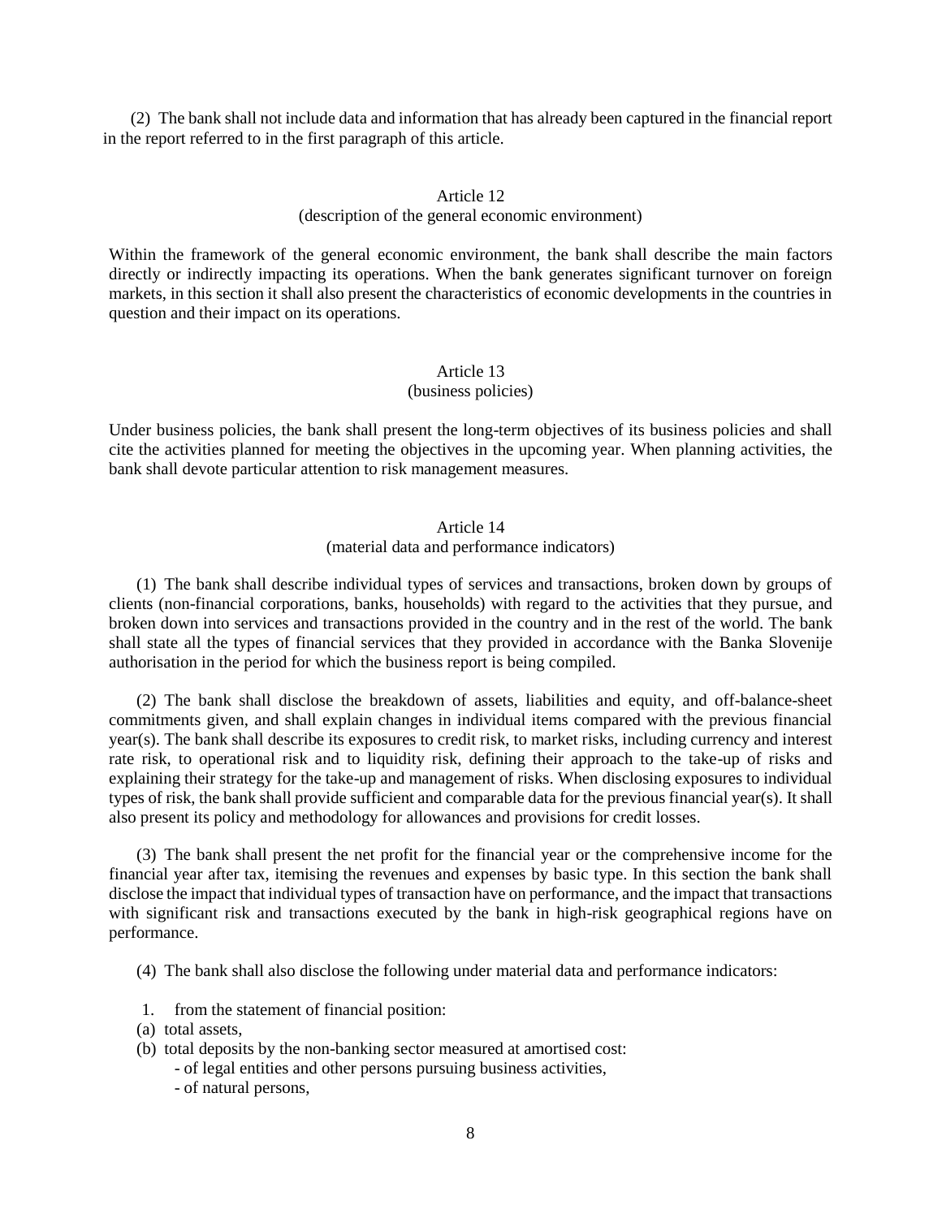(2) The bank shall not include data and information that has already been captured in the financial report in the report referred to in the first paragraph of this article.

### Article 12
(description of the general economic environment)

Within the framework of the general economic environment, the bank shall describe the main factors directly or indirectly impacting its operations. When the bank generates significant turnover on foreign markets, in this section it shall also present the characteristics of economic developments in the countries in question and their impact on its operations.

### Article 13
(business policies)

Under business policies, the bank shall present the long-term objectives of its business policies and shall cite the activities planned for meeting the objectives in the upcoming year. When planning activities, the bank shall devote particular attention to risk management measures.

### Article 14
(material data and performance indicators)

(1) The bank shall describe individual types of services and transactions, broken down by groups of clients (non-financial corporations, banks, households) with regard to the activities that they pursue, and broken down into services and transactions provided in the country and in the rest of the world. The bank shall state all the types of financial services that they provided in accordance with the Banka Slovenije authorisation in the period for which the business report is being compiled.

(2) The bank shall disclose the breakdown of assets, liabilities and equity, and off-balance-sheet commitments given, and shall explain changes in individual items compared with the previous financial year(s). The bank shall describe its exposures to credit risk, to market risks, including currency and interest rate risk, to operational risk and to liquidity risk, defining their approach to the take-up of risks and explaining their strategy for the take-up and management of risks. When disclosing exposures to individual types of risk, the bank shall provide sufficient and comparable data for the previous financial year(s). It shall also present its policy and methodology for allowances and provisions for credit losses.

(3) The bank shall present the net profit for the financial year or the comprehensive income for the financial year after tax, itemising the revenues and expenses by basic type. In this section the bank shall disclose the impact that individual types of transaction have on performance, and the impact that transactions with significant risk and transactions executed by the bank in high-risk geographical regions have on performance.

(4) The bank shall also disclose the following under material data and performance indicators:

1. from the statement of financial position:

(a) total assets,

(b) total deposits by the non-banking sector measured at amortised cost:

- of legal entities and other persons pursuing business activities,
- of natural persons,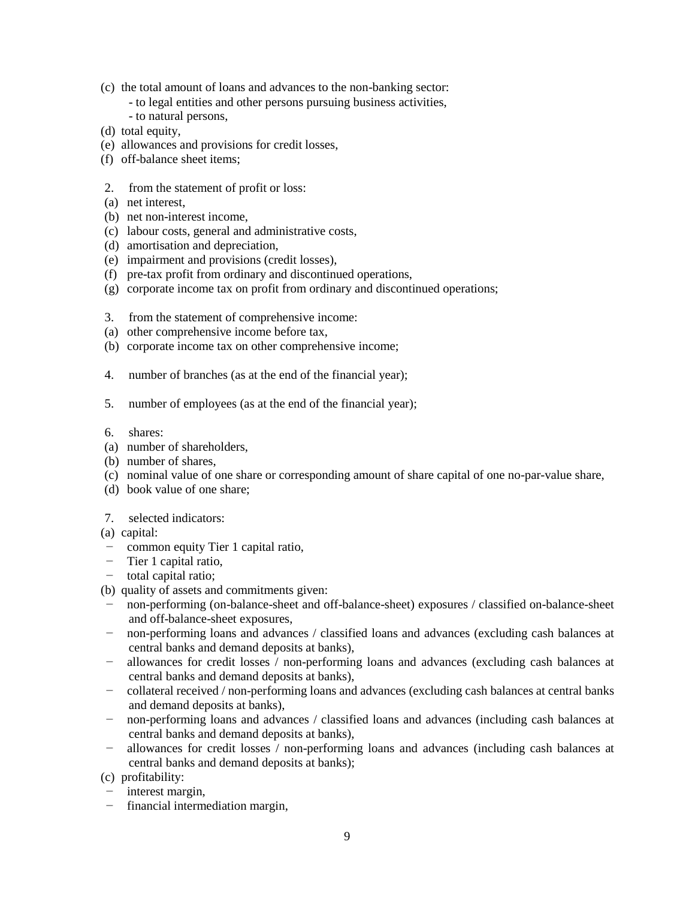(c) the total amount of loans and advances to the non-banking sector:
  - to legal entities and other persons pursuing business activities,
  - to natural persons,

(d) total equity,

(e) allowances and provisions for credit losses,

(f) off-balance sheet items;

2. from the statement of profit or loss:

(a) net interest,

(b) net non-interest income,

(c) labour costs, general and administrative costs,

(d) amortisation and depreciation,

(e) impairment and provisions (credit losses),

(f) pre-tax profit from ordinary and discontinued operations,

(g) corporate income tax on profit from ordinary and discontinued operations;

3. from the statement of comprehensive income:

(a) other comprehensive income before tax,

(b) corporate income tax on other comprehensive income;

4. number of branches (as at the end of the financial year);

5. number of employees (as at the end of the financial year);

6. shares:

(a) number of shareholders,

(b) number of shares,

(c) nominal value of one share or corresponding amount of share capital of one no-par-value share,

(d) book value of one share;

7. selected indicators:

(a) capital:
- common equity Tier 1 capital ratio,
- Tier 1 capital ratio,
- total capital ratio;

(b) quality of assets and commitments given:
- non-performing (on-balance-sheet and off-balance-sheet) exposures / classified on-balance-sheet and off-balance-sheet exposures,
- non-performing loans and advances / classified loans and advances (excluding cash balances at central banks and demand deposits at banks),
- allowances for credit losses / non-performing loans and advances (excluding cash balances at central banks and demand deposits at banks),
- collateral received / non-performing loans and advances (excluding cash balances at central banks and demand deposits at banks),
- non-performing loans and advances / classified loans and advances (including cash balances at central banks and demand deposits at banks),
- allowances for credit losses / non-performing loans and advances (including cash balances at central banks and demand deposits at banks);

(c) profitability:
- interest margin,
- financial intermediation margin,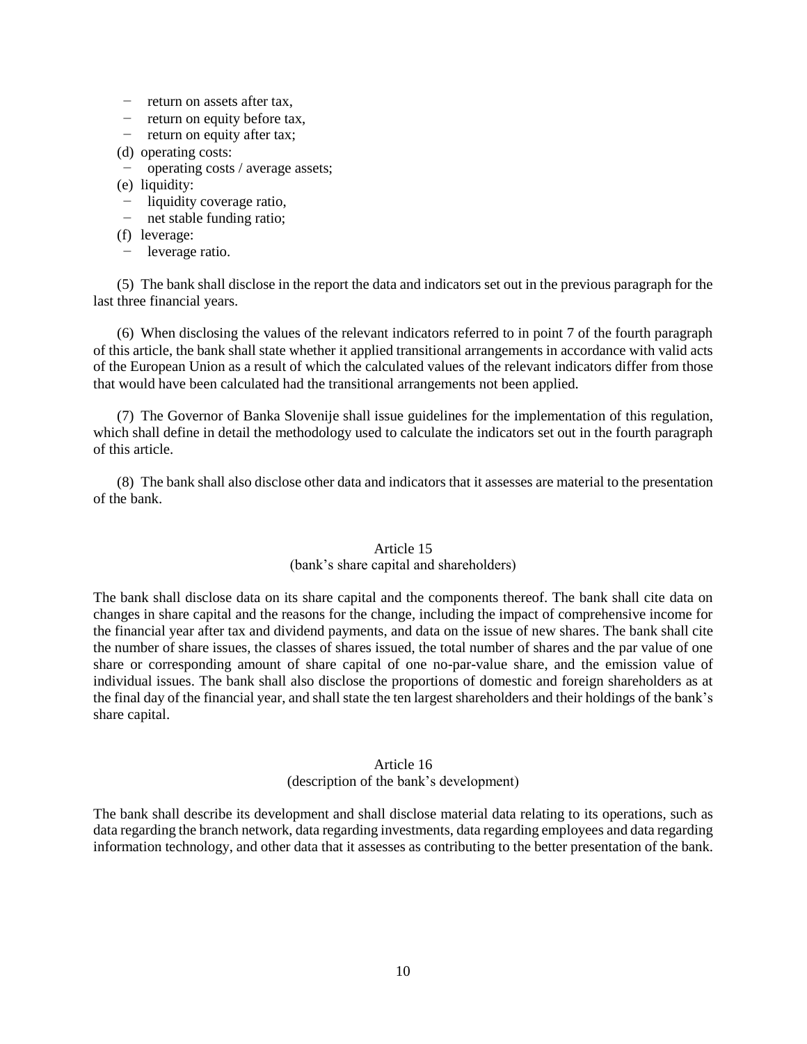- return on assets after tax,
- return on equity before tax,
- return on equity after tax;

(d) operating costs:
- operating costs / average assets;

(e) liquidity:
- liquidity coverage ratio,
- net stable funding ratio;

(f) leverage:
- leverage ratio.

(5) The bank shall disclose in the report the data and indicators set out in the previous paragraph for the last three financial years.

(6) When disclosing the values of the relevant indicators referred to in point 7 of the fourth paragraph of this article, the bank shall state whether it applied transitional arrangements in accordance with valid acts of the European Union as a result of which the calculated values of the relevant indicators differ from those that would have been calculated had the transitional arrangements not been applied.

(7) The Governor of Banka Slovenije shall issue guidelines for the implementation of this regulation, which shall define in detail the methodology used to calculate the indicators set out in the fourth paragraph of this article.

(8) The bank shall also disclose other data and indicators that it assesses are material to the presentation of the bank.

### Article 15
(bank's share capital and shareholders)

The bank shall disclose data on its share capital and the components thereof. The bank shall cite data on changes in share capital and the reasons for the change, including the impact of comprehensive income for the financial year after tax and dividend payments, and data on the issue of new shares. The bank shall cite the number of share issues, the classes of shares issued, the total number of shares and the par value of one share or corresponding amount of share capital of one no-par-value share, and the emission value of individual issues. The bank shall also disclose the proportions of domestic and foreign shareholders as at the final day of the financial year, and shall state the ten largest shareholders and their holdings of the bank's share capital.

### Article 16
(description of the bank's development)

The bank shall describe its development and shall disclose material data relating to its operations, such as data regarding the branch network, data regarding investments, data regarding employees and data regarding information technology, and other data that it assesses as contributing to the better presentation of the bank.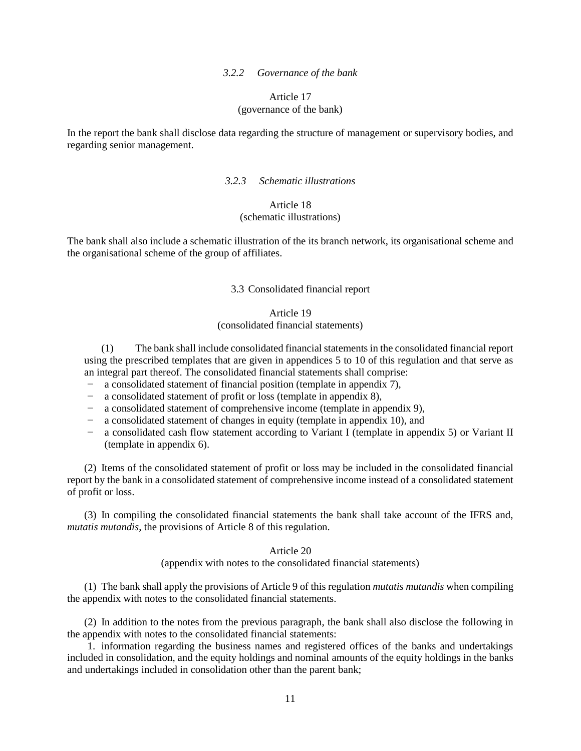### *3.2.2 Governance of the bank*

Article 17
(governance of the bank)

In the report the bank shall disclose data regarding the structure of management or supervisory bodies, and regarding senior management.

### *3.2.3 Schematic illustrations*

Article 18
(schematic illustrations)

The bank shall also include a schematic illustration of the its branch network, its organisational scheme and the organisational scheme of the group of affiliates.

## 3.3 Consolidated financial report

Article 19
(consolidated financial statements)

(1) The bank shall include consolidated financial statements in the consolidated financial report using the prescribed templates that are given in appendices 5 to 10 of this regulation and that serve as an integral part thereof. The consolidated financial statements shall comprise:

- a consolidated statement of financial position (template in appendix 7),
- a consolidated statement of profit or loss (template in appendix 8),
- a consolidated statement of comprehensive income (template in appendix 9),
- a consolidated statement of changes in equity (template in appendix 10), and
- a consolidated cash flow statement according to Variant I (template in appendix 5) or Variant II (template in appendix 6).

(2) Items of the consolidated statement of profit or loss may be included in the consolidated financial report by the bank in a consolidated statement of comprehensive income instead of a consolidated statement of profit or loss.

(3) In compiling the consolidated financial statements the bank shall take account of the IFRS and, *mutatis mutandis*, the provisions of Article 8 of this regulation.

Article 20
(appendix with notes to the consolidated financial statements)

(1) The bank shall apply the provisions of Article 9 of this regulation *mutatis mutandis* when compiling the appendix with notes to the consolidated financial statements.

(2) In addition to the notes from the previous paragraph, the bank shall also disclose the following in the appendix with notes to the consolidated financial statements:

1. information regarding the business names and registered offices of the banks and undertakings included in consolidation, and the equity holdings and nominal amounts of the equity holdings in the banks and undertakings included in consolidation other than the parent bank;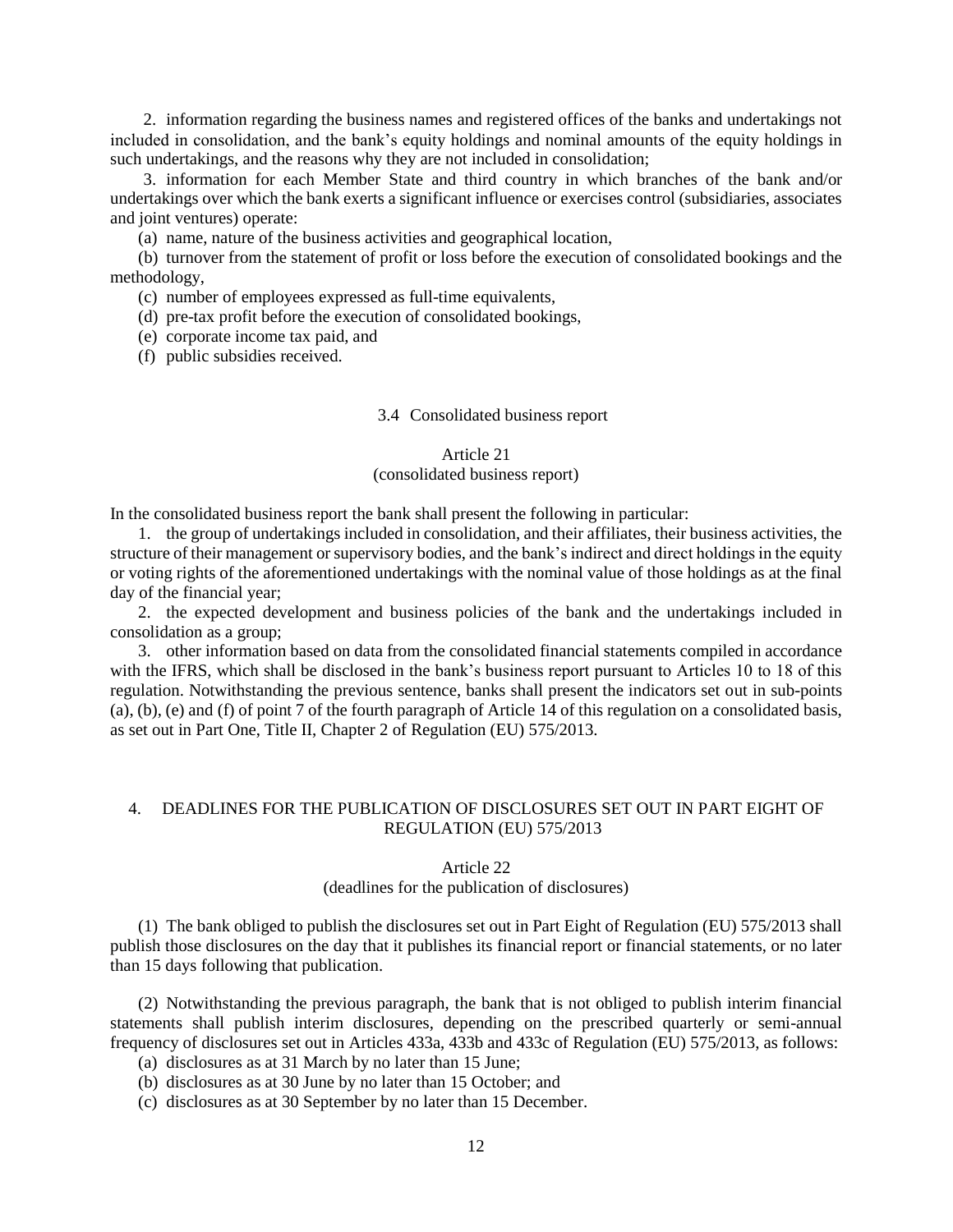2. information regarding the business names and registered offices of the banks and undertakings not included in consolidation, and the bank's equity holdings and nominal amounts of the equity holdings in such undertakings, and the reasons why they are not included in consolidation;

3. information for each Member State and third country in which branches of the bank and/or undertakings over which the bank exerts a significant influence or exercises control (subsidiaries, associates and joint ventures) operate:

(a) name, nature of the business activities and geographical location,

(b) turnover from the statement of profit or loss before the execution of consolidated bookings and the methodology,

(c) number of employees expressed as full-time equivalents,

(d) pre-tax profit before the execution of consolidated bookings,

(e) corporate income tax paid, and

(f) public subsidies received.

### 3.4 Consolidated business report

#### Article 21
(consolidated business report)

In the consolidated business report the bank shall present the following in particular:

1. the group of undertakings included in consolidation, and their affiliates, their business activities, the structure of their management or supervisory bodies, and the bank's indirect and direct holdings in the equity or voting rights of the aforementioned undertakings with the nominal value of those holdings as at the final day of the financial year;

2. the expected development and business policies of the bank and the undertakings included in consolidation as a group;

3. other information based on data from the consolidated financial statements compiled in accordance with the IFRS, which shall be disclosed in the bank's business report pursuant to Articles 10 to 18 of this regulation. Notwithstanding the previous sentence, banks shall present the indicators set out in sub-points (a), (b), (e) and (f) of point 7 of the fourth paragraph of Article 14 of this regulation on a consolidated basis, as set out in Part One, Title II, Chapter 2 of Regulation (EU) 575/2013.

## 4. DEADLINES FOR THE PUBLICATION OF DISCLOSURES SET OUT IN PART EIGHT OF REGULATION (EU) 575/2013

#### Article 22
(deadlines for the publication of disclosures)

(1) The bank obliged to publish the disclosures set out in Part Eight of Regulation (EU) 575/2013 shall publish those disclosures on the day that it publishes its financial report or financial statements, or no later than 15 days following that publication.

(2) Notwithstanding the previous paragraph, the bank that is not obliged to publish interim financial statements shall publish interim disclosures, depending on the prescribed quarterly or semi-annual frequency of disclosures set out in Articles 433a, 433b and 433c of Regulation (EU) 575/2013, as follows:

(a) disclosures as at 31 March by no later than 15 June;

(b) disclosures as at 30 June by no later than 15 October; and

(c) disclosures as at 30 September by no later than 15 December.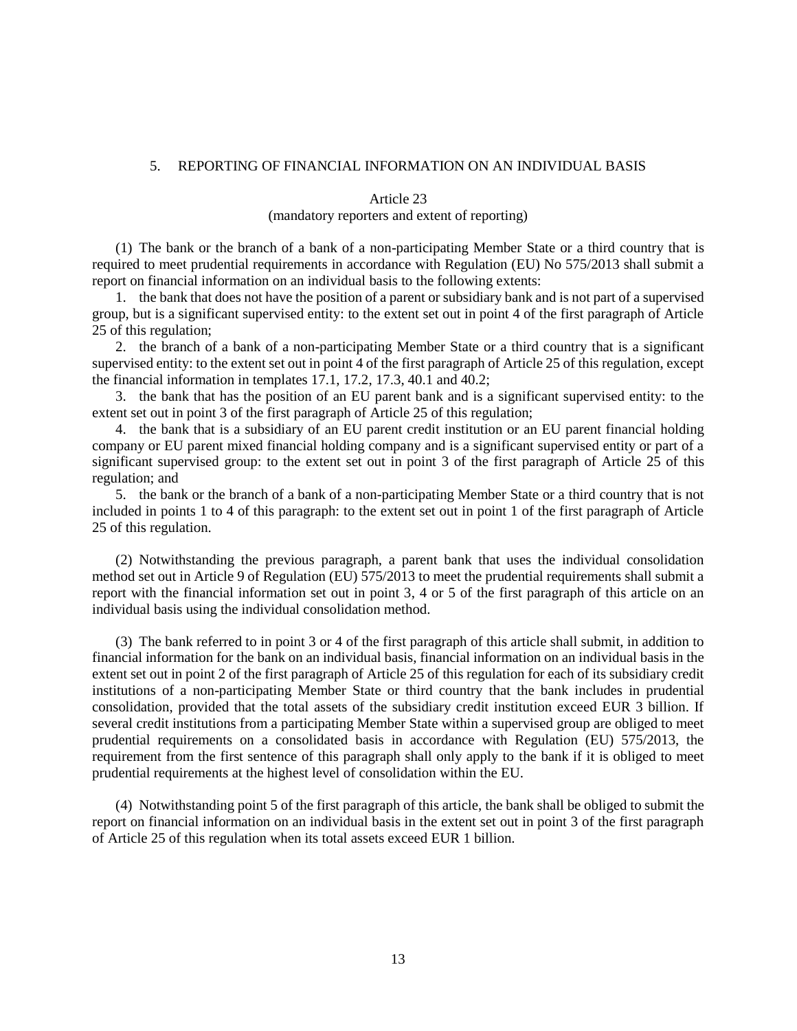## 5. REPORTING OF FINANCIAL INFORMATION ON AN INDIVIDUAL BASIS

### Article 23
### (mandatory reporters and extent of reporting)

(1) The bank or the branch of a bank of a non-participating Member State or a third country that is required to meet prudential requirements in accordance with Regulation (EU) No 575/2013 shall submit a report on financial information on an individual basis to the following extents:

1. the bank that does not have the position of a parent or subsidiary bank and is not part of a supervised group, but is a significant supervised entity: to the extent set out in point 4 of the first paragraph of Article 25 of this regulation;

2. the branch of a bank of a non-participating Member State or a third country that is a significant supervised entity: to the extent set out in point 4 of the first paragraph of Article 25 of this regulation, except the financial information in templates 17.1, 17.2, 17.3, 40.1 and 40.2;

3. the bank that has the position of an EU parent bank and is a significant supervised entity: to the extent set out in point 3 of the first paragraph of Article 25 of this regulation;

4. the bank that is a subsidiary of an EU parent credit institution or an EU parent financial holding company or EU parent mixed financial holding company and is a significant supervised entity or part of a significant supervised group: to the extent set out in point 3 of the first paragraph of Article 25 of this regulation; and

5. the bank or the branch of a bank of a non-participating Member State or a third country that is not included in points 1 to 4 of this paragraph: to the extent set out in point 1 of the first paragraph of Article 25 of this regulation.

(2) Notwithstanding the previous paragraph, a parent bank that uses the individual consolidation method set out in Article 9 of Regulation (EU) 575/2013 to meet the prudential requirements shall submit a report with the financial information set out in point 3, 4 or 5 of the first paragraph of this article on an individual basis using the individual consolidation method.

(3) The bank referred to in point 3 or 4 of the first paragraph of this article shall submit, in addition to financial information for the bank on an individual basis, financial information on an individual basis in the extent set out in point 2 of the first paragraph of Article 25 of this regulation for each of its subsidiary credit institutions of a non-participating Member State or third country that the bank includes in prudential consolidation, provided that the total assets of the subsidiary credit institution exceed EUR 3 billion. If several credit institutions from a participating Member State within a supervised group are obliged to meet prudential requirements on a consolidated basis in accordance with Regulation (EU) 575/2013, the requirement from the first sentence of this paragraph shall only apply to the bank if it is obliged to meet prudential requirements at the highest level of consolidation within the EU.

(4) Notwithstanding point 5 of the first paragraph of this article, the bank shall be obliged to submit the report on financial information on an individual basis in the extent set out in point 3 of the first paragraph of Article 25 of this regulation when its total assets exceed EUR 1 billion.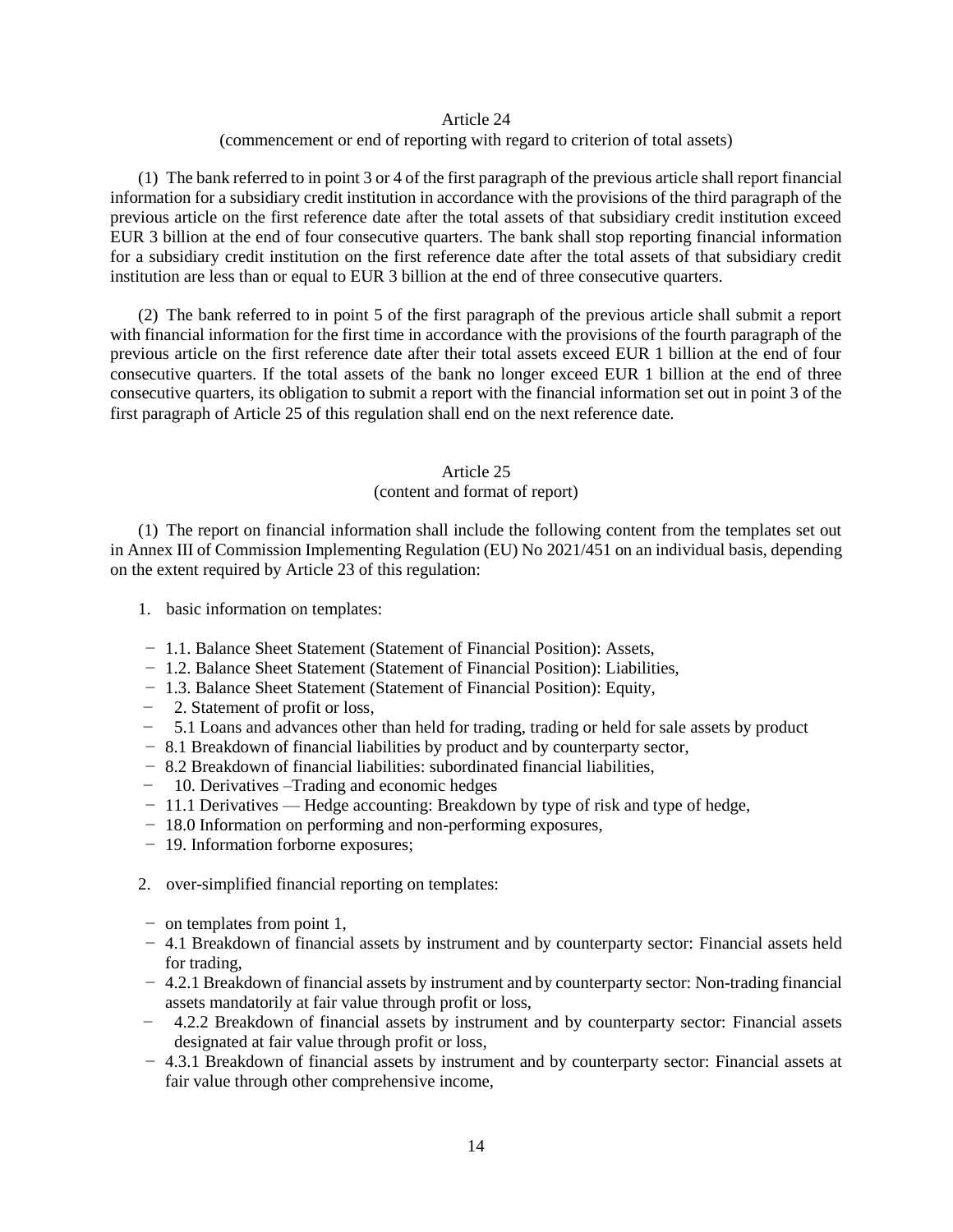### Article 24
(commencement or end of reporting with regard to criterion of total assets)

(1) The bank referred to in point 3 or 4 of the first paragraph of the previous article shall report financial information for a subsidiary credit institution in accordance with the provisions of the third paragraph of the previous article on the first reference date after the total assets of that subsidiary credit institution exceed EUR 3 billion at the end of four consecutive quarters. The bank shall stop reporting financial information for a subsidiary credit institution on the first reference date after the total assets of that subsidiary credit institution are less than or equal to EUR 3 billion at the end of three consecutive quarters.

(2) The bank referred to in point 5 of the first paragraph of the previous article shall submit a report with financial information for the first time in accordance with the provisions of the fourth paragraph of the previous article on the first reference date after their total assets exceed EUR 1 billion at the end of four consecutive quarters. If the total assets of the bank no longer exceed EUR 1 billion at the end of three consecutive quarters, its obligation to submit a report with the financial information set out in point 3 of the first paragraph of Article 25 of this regulation shall end on the next reference date.

### Article 25
(content and format of report)

(1) The report on financial information shall include the following content from the templates set out in Annex III of Commission Implementing Regulation (EU) No 2021/451 on an individual basis, depending on the extent required by Article 23 of this regulation:

1. basic information on templates:

   - 1.1. Balance Sheet Statement (Statement of Financial Position): Assets,
   - 1.2. Balance Sheet Statement (Statement of Financial Position): Liabilities,
   - 1.3. Balance Sheet Statement (Statement of Financial Position): Equity,
   - 2. Statement of profit or loss,
   - 5.1 Loans and advances other than held for trading, trading or held for sale assets by product
   - 8.1 Breakdown of financial liabilities by product and by counterparty sector,
   - 8.2 Breakdown of financial liabilities: subordinated financial liabilities,
   - 10. Derivatives –Trading and economic hedges
   - 11.1 Derivatives — Hedge accounting: Breakdown by type of risk and type of hedge,
   - 18.0 Information on performing and non-performing exposures,
   - 19. Information forborne exposures;

2. over-simplified financial reporting on templates:

   - on templates from point 1,
   - 4.1 Breakdown of financial assets by instrument and by counterparty sector: Financial assets held for trading,
   - 4.2.1 Breakdown of financial assets by instrument and by counterparty sector: Non-trading financial assets mandatorily at fair value through profit or loss,
   - 4.2.2 Breakdown of financial assets by instrument and by counterparty sector: Financial assets designated at fair value through profit or loss,
   - 4.3.1 Breakdown of financial assets by instrument and by counterparty sector: Financial assets at fair value through other comprehensive income,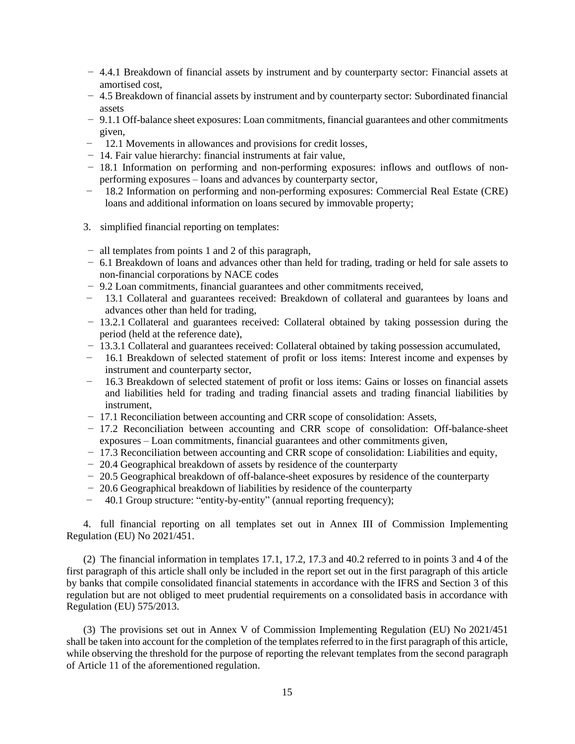- 4.4.1 Breakdown of financial assets by instrument and by counterparty sector: Financial assets at amortised cost,
- 4.5 Breakdown of financial assets by instrument and by counterparty sector: Subordinated financial assets
- 9.1.1 Off-balance sheet exposures: Loan commitments, financial guarantees and other commitments given,
- 12.1 Movements in allowances and provisions for credit losses,
- 14. Fair value hierarchy: financial instruments at fair value,
- 18.1 Information on performing and non-performing exposures: inflows and outflows of non-performing exposures – loans and advances by counterparty sector,
- 18.2 Information on performing and non-performing exposures: Commercial Real Estate (CRE) loans and additional information on loans secured by immovable property;

3. simplified financial reporting on templates:

- all templates from points 1 and 2 of this paragraph,
- 6.1 Breakdown of loans and advances other than held for trading, trading or held for sale assets to non-financial corporations by NACE codes
- 9.2 Loan commitments, financial guarantees and other commitments received,
- 13.1 Collateral and guarantees received: Breakdown of collateral and guarantees by loans and advances other than held for trading,
- 13.2.1 Collateral and guarantees received: Collateral obtained by taking possession during the period (held at the reference date),
- 13.3.1 Collateral and guarantees received: Collateral obtained by taking possession accumulated,
- 16.1 Breakdown of selected statement of profit or loss items: Interest income and expenses by instrument and counterparty sector,
- 16.3 Breakdown of selected statement of profit or loss items: Gains or losses on financial assets and liabilities held for trading and trading financial assets and trading financial liabilities by instrument,
- 17.1 Reconciliation between accounting and CRR scope of consolidation: Assets,
- 17.2 Reconciliation between accounting and CRR scope of consolidation: Off-balance-sheet exposures – Loan commitments, financial guarantees and other commitments given,
- 17.3 Reconciliation between accounting and CRR scope of consolidation: Liabilities and equity,
- 20.4 Geographical breakdown of assets by residence of the counterparty
- 20.5 Geographical breakdown of off-balance-sheet exposures by residence of the counterparty
- 20.6 Geographical breakdown of liabilities by residence of the counterparty
- 40.1 Group structure: "entity-by-entity" (annual reporting frequency);

4. full financial reporting on all templates set out in Annex III of Commission Implementing Regulation (EU) No 2021/451.

(2) The financial information in templates 17.1, 17.2, 17.3 and 40.2 referred to in points 3 and 4 of the first paragraph of this article shall only be included in the report set out in the first paragraph of this article by banks that compile consolidated financial statements in accordance with the IFRS and Section 3 of this regulation but are not obliged to meet prudential requirements on a consolidated basis in accordance with Regulation (EU) 575/2013.

(3) The provisions set out in Annex V of Commission Implementing Regulation (EU) No 2021/451 shall be taken into account for the completion of the templates referred to in the first paragraph of this article, while observing the threshold for the purpose of reporting the relevant templates from the second paragraph of Article 11 of the aforementioned regulation.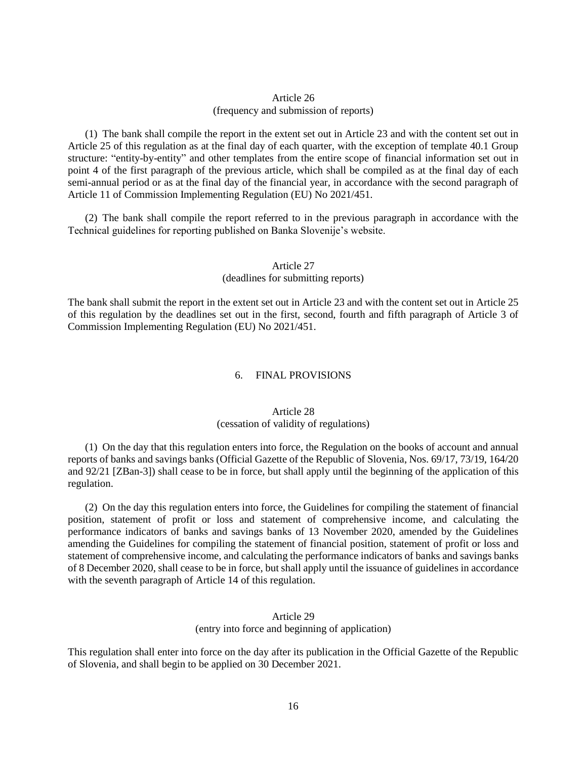### Article 26
### (frequency and submission of reports)

(1) The bank shall compile the report in the extent set out in Article 23 and with the content set out in Article 25 of this regulation as at the final day of each quarter, with the exception of template 40.1 Group structure: "entity-by-entity" and other templates from the entire scope of financial information set out in point 4 of the first paragraph of the previous article, which shall be compiled as at the final day of each semi-annual period or as at the final day of the financial year, in accordance with the second paragraph of Article 11 of Commission Implementing Regulation (EU) No 2021/451.

(2) The bank shall compile the report referred to in the previous paragraph in accordance with the Technical guidelines for reporting published on Banka Slovenije's website.

### Article 27
### (deadlines for submitting reports)

The bank shall submit the report in the extent set out in Article 23 and with the content set out in Article 25 of this regulation by the deadlines set out in the first, second, fourth and fifth paragraph of Article 3 of Commission Implementing Regulation (EU) No 2021/451.

## 6. FINAL PROVISIONS

### Article 28
### (cessation of validity of regulations)

(1) On the day that this regulation enters into force, the Regulation on the books of account and annual reports of banks and savings banks (Official Gazette of the Republic of Slovenia, Nos. 69/17, 73/19, 164/20 and 92/21 [ZBan-3]) shall cease to be in force, but shall apply until the beginning of the application of this regulation.

(2) On the day this regulation enters into force, the Guidelines for compiling the statement of financial position, statement of profit or loss and statement of comprehensive income, and calculating the performance indicators of banks and savings banks of 13 November 2020, amended by the Guidelines amending the Guidelines for compiling the statement of financial position, statement of profit or loss and statement of comprehensive income, and calculating the performance indicators of banks and savings banks of 8 December 2020, shall cease to be in force, but shall apply until the issuance of guidelines in accordance with the seventh paragraph of Article 14 of this regulation.

### Article 29
### (entry into force and beginning of application)

This regulation shall enter into force on the day after its publication in the Official Gazette of the Republic of Slovenia, and shall begin to be applied on 30 December 2021.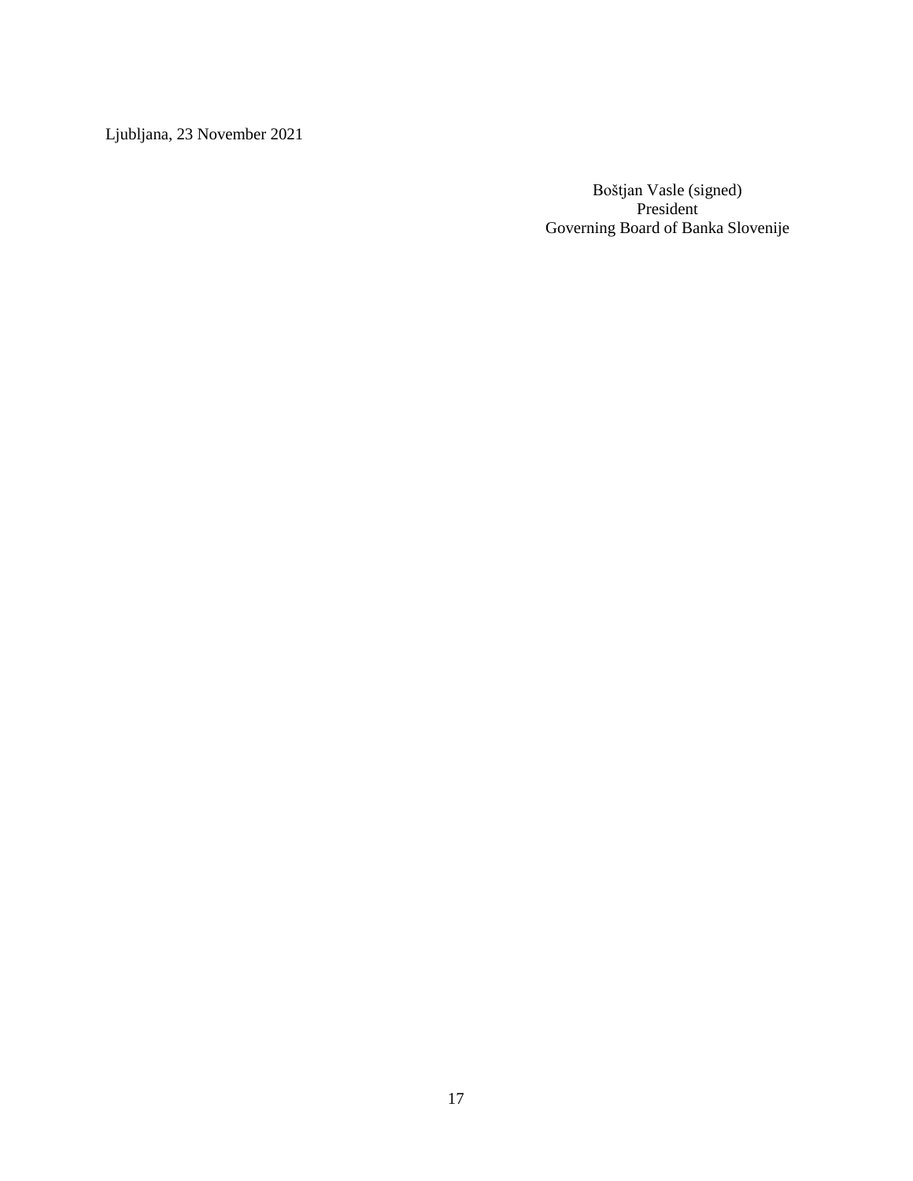Ljubljana, 23 November 2021

Boštjan Vasle (signed)
President
Governing Board of Banka Slovenije